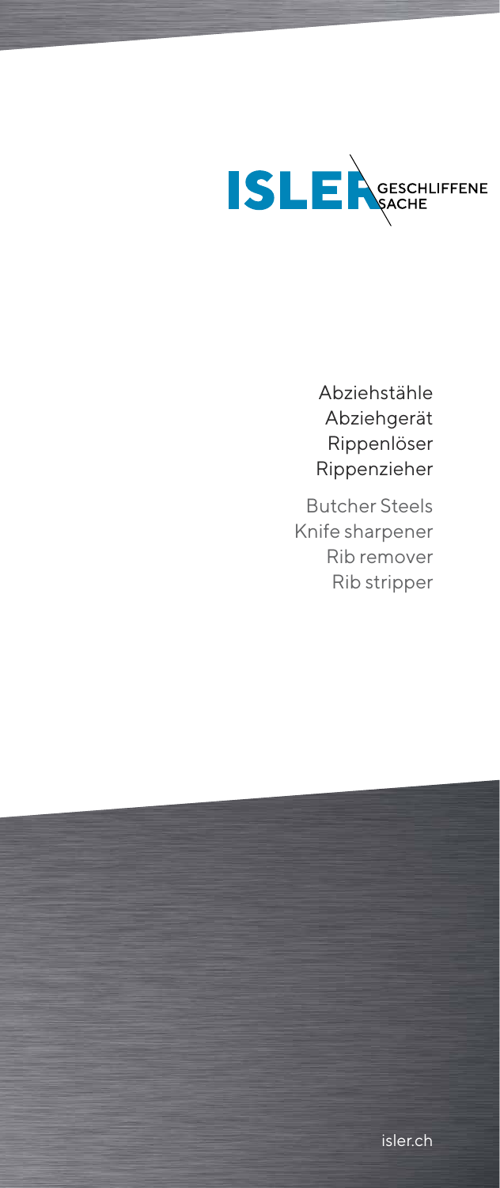# ISLER GESCHLIFFENE SACHE

Abziehstähle
Abziehgerät
Rippenlöser
Rippenzieher

Butcher Steels
Knife sharpener
Rib remover
Rib stripper

isler.ch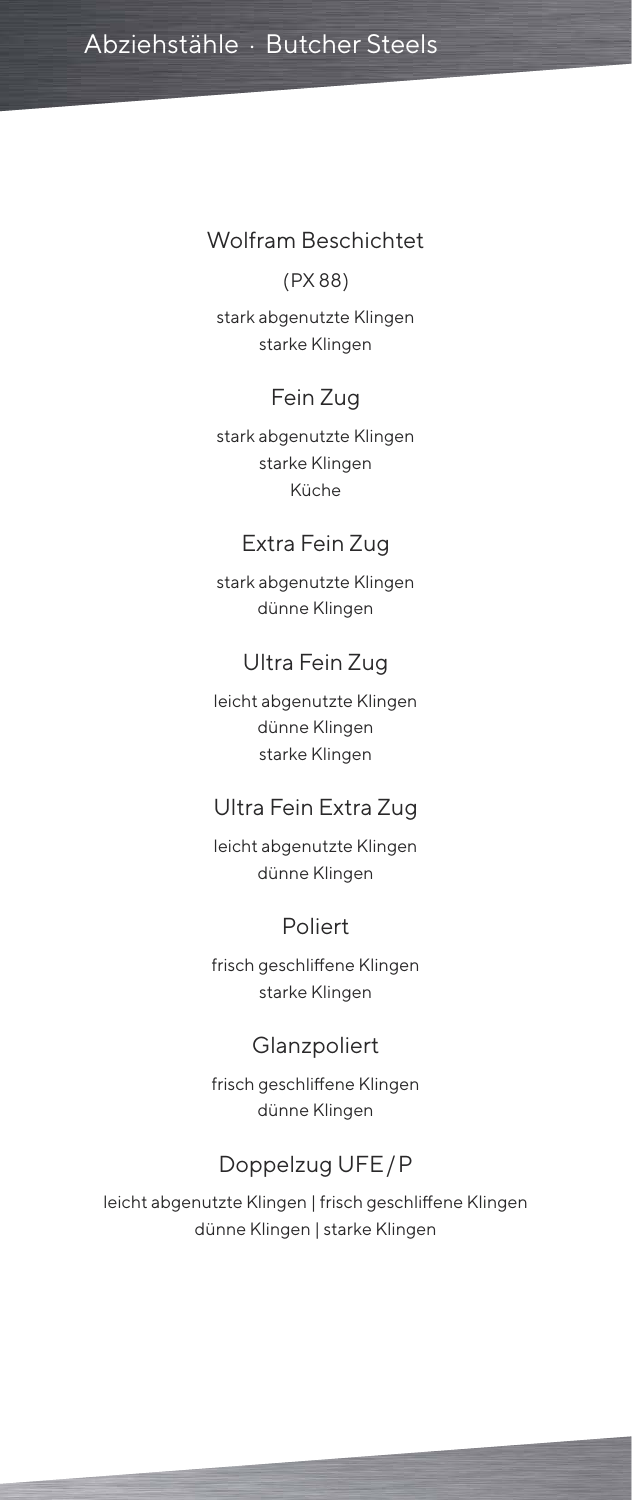# Abziehstähle · Butcher Steels

## Wolfram Beschichtet

(PX 88)

stark abgenutzte Klingen
starke Klingen

## Fein Zug

stark abgenutzte Klingen
starke Klingen
Küche

## Extra Fein Zug

stark abgenutzte Klingen
dünne Klingen

## Ultra Fein Zug

leicht abgenutzte Klingen
dünne Klingen
starke Klingen

## Ultra Fein Extra Zug

leicht abgenutzte Klingen
dünne Klingen

## Poliert

frisch geschliffene Klingen
starke Klingen

## Glanzpoliert

frisch geschliffene Klingen
dünne Klingen

## Doppelzug UFE/P

leicht abgenutzte Klingen | frisch geschliffene Klingen
dünne Klingen | starke Klingen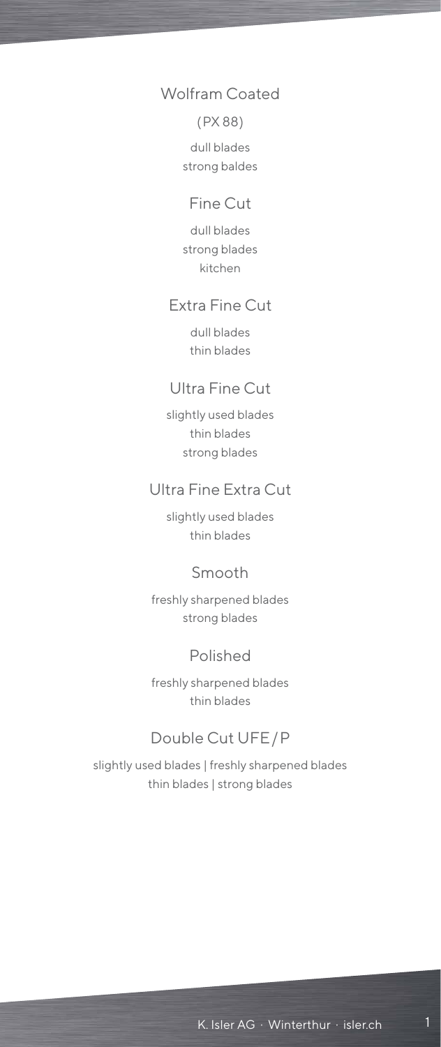## Wolfram Coated

(PX 88)

dull blades
strong baldes

## Fine Cut

dull blades
strong blades
kitchen

## Extra Fine Cut

dull blades
thin blades

## Ultra Fine Cut

slightly used blades
thin blades
strong blades

## Ultra Fine Extra Cut

slightly used blades
thin blades

## Smooth

freshly sharpened blades
strong blades

## Polished

freshly sharpened blades
thin blades

## Double Cut UFE/P

slightly used blades | freshly sharpened blades
thin blades | strong blades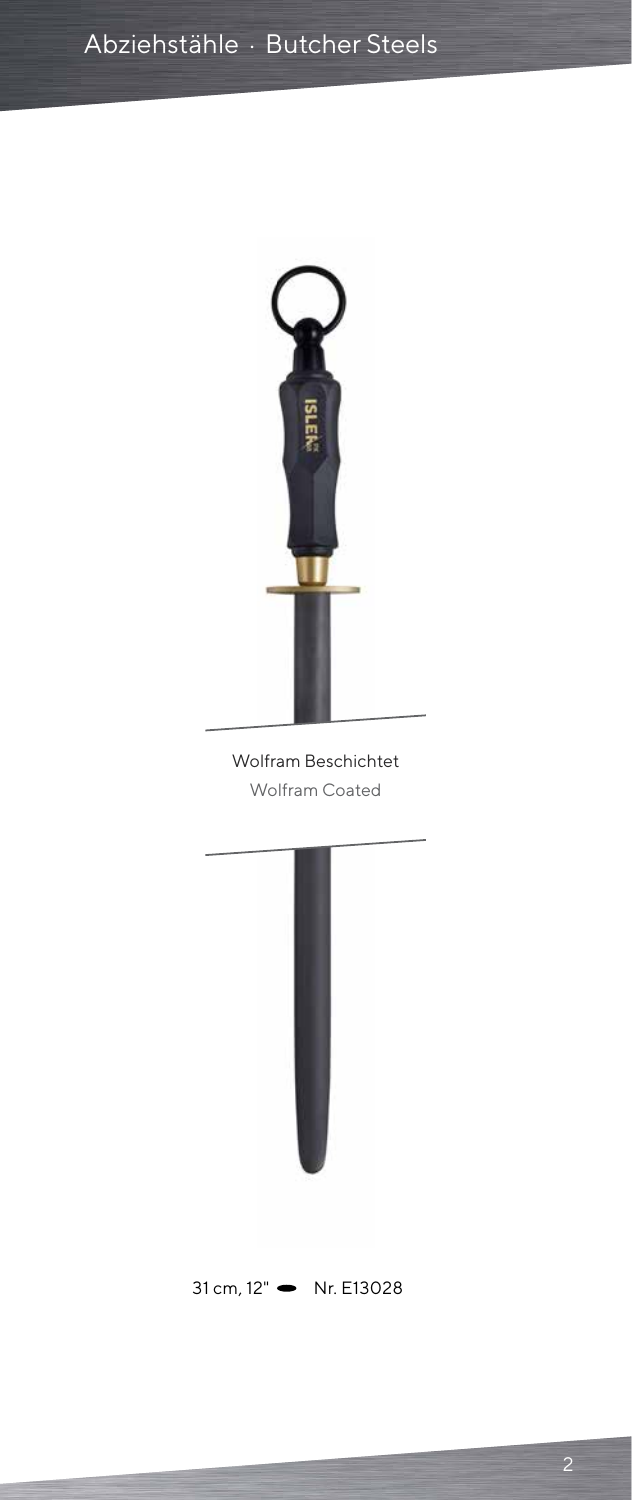# Abziehstähle · Butcher Steels

Wolfram Beschichtet

Wolfram Coated

31 cm, 12" ⬬ Nr. E13028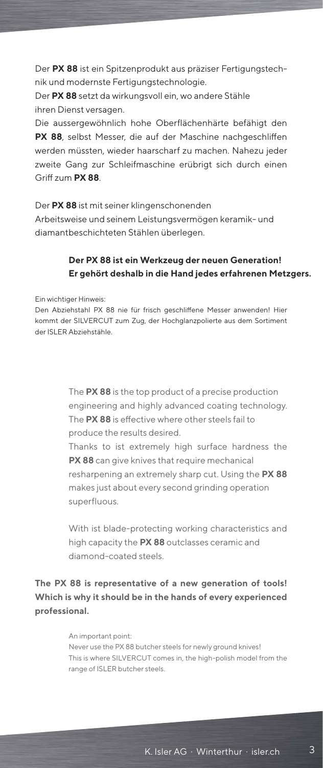Der **PX 88** ist ein Spitzenprodukt aus präziser Fertigungstechnik und modernste Fertigungstechnologie.

Der **PX 88** setzt da wirkungsvoll ein, wo andere Stähle ihren Dienst versagen.

Die aussergewöhnlich hohe Oberflächenhärte befähigt den **PX 88**, selbst Messer, die auf der Maschine nachgeschliffen werden müssten, wieder haarscharf zu machen. Nahezu jeder zweite Gang zur Schleifmaschine erübrigt sich durch einen Griff zum **PX 88**.

Der **PX 88** ist mit seiner klingenschonenden Arbeitsweise und seinem Leistungsvermögen keramik- und diamantbeschichteten Stählen überlegen.

**Der PX 88 ist ein Werkzeug der neuen Generation! Er gehört deshalb in die Hand jedes erfahrenen Metzgers.**

Ein wichtiger Hinweis:
Den Abziehstahl PX 88 nie für frisch geschliffene Messer anwenden! Hier kommt der SILVERCUT zum Zug, der Hochglanzpolierte aus dem Sortiment der ISLER Abziehstähle.

The **PX 88** is the top product of a precise production engineering and highly advanced coating technology.

The **PX 88** is effective where other steels fail to produce the results desired.

Thanks to ist extremely high surface hardness the **PX 88** can give knives that require mechanical resharpening an extremely sharp cut. Using the **PX 88** makes just about every second grinding operation superfluous.

With ist blade-protecting working characteristics and high capacity the **PX 88** outclasses ceramic and diamond-coated steels.

**The PX 88 is representative of a new generation of tools! Which is why it should be in the hands of every experienced professional.**

An important point:
Never use the PX 88 butcher steels for newly ground knives!
This is where SILVERCUT comes in, the high-polish model from the range of ISLER butcher steels.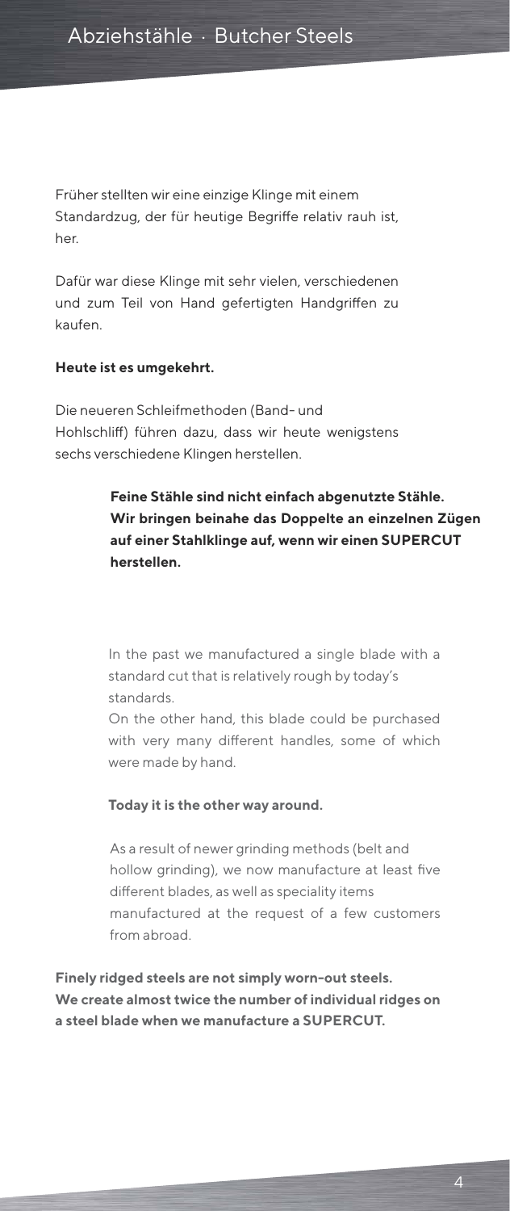# Abziehstähle · Butcher Steels

Früher stellten wir eine einzige Klinge mit einem Standardzug, der für heutige Begriffe relativ rauh ist, her.

Dafür war diese Klinge mit sehr vielen, verschiedenen und zum Teil von Hand gefertigten Handgriffen zu kaufen.

**Heute ist es umgekehrt.**

Die neueren Schleifmethoden (Band- und Hohlschliff) führen dazu, dass wir heute wenigstens sechs verschiedene Klingen herstellen.

**Feine Stähle sind nicht einfach abgenutzte Stähle. Wir bringen beinahe das Doppelte an einzelnen Zügen auf einer Stahlklinge auf, wenn wir einen SUPERCUT herstellen.**

In the past we manufactured a single blade with a standard cut that is relatively rough by today's standards.
On the other hand, this blade could be purchased with very many different handles, some of which were made by hand.

**Today it is the other way around.**

As a result of newer grinding methods (belt and hollow grinding), we now manufacture at least five different blades, as well as speciality items manufactured at the request of a few customers from abroad.

**Finely ridged steels are not simply worn-out steels. We create almost twice the number of individual ridges on a steel blade when we manufacture a SUPERCUT.**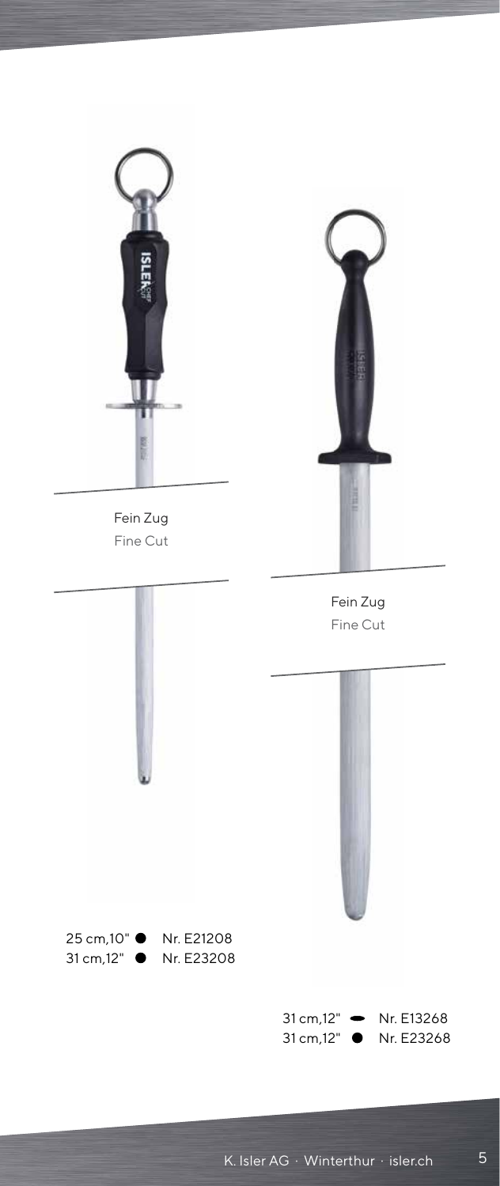Fein Zug
Fine Cut

Fein Zug
Fine Cut

25 cm,10" ● Nr. E21208
31 cm,12" ● Nr. E23208

31 cm,12" ⬬ Nr. E13268
31 cm,12" ● Nr. E23268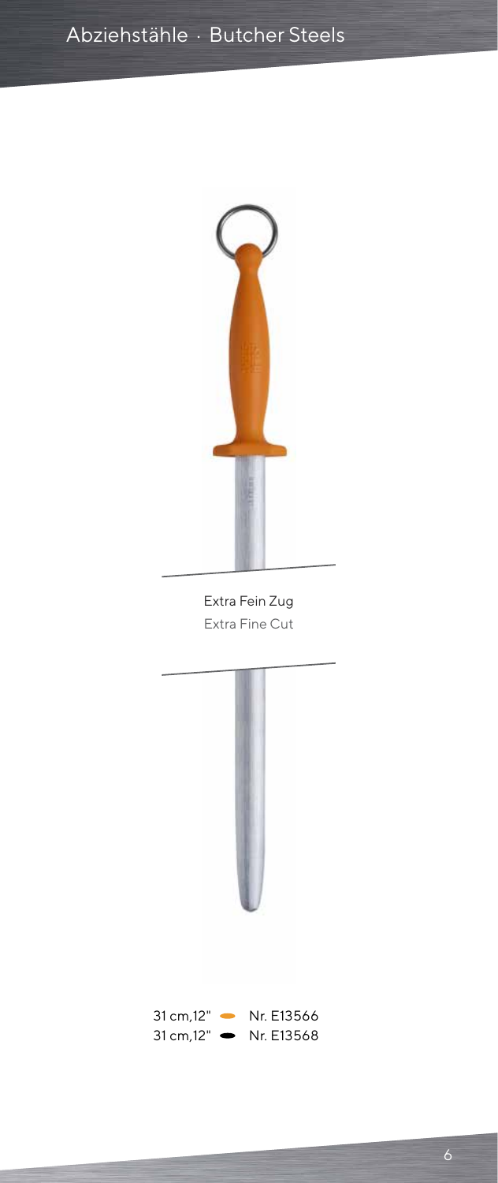# Abziehstähle · Butcher Steels

Extra Fein Zug

Extra Fine Cut

31 cm,12" Nr. E13566

31 cm,12" Nr. E13568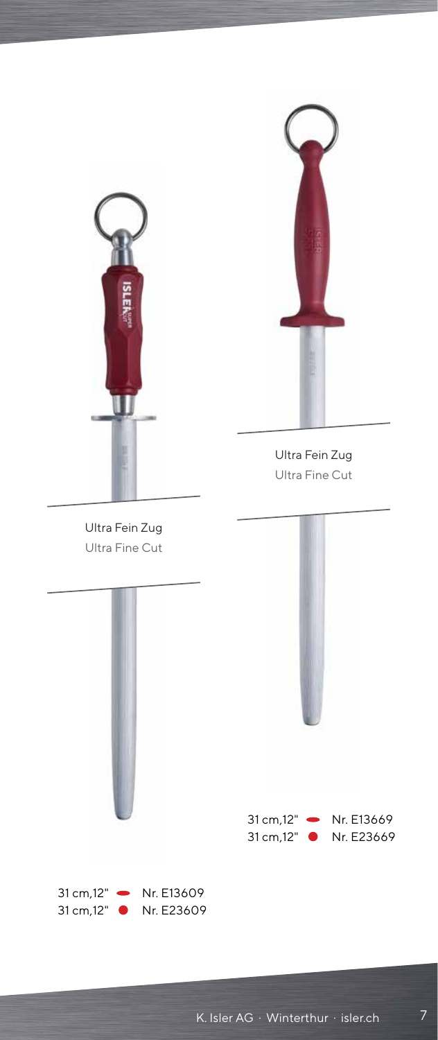Ultra Fein Zug
Ultra Fine Cut

31 cm,12" Nr. E13609
31 cm,12" Nr. E23609

Ultra Fein Zug
Ultra Fine Cut

31 cm,12" Nr. E13669
31 cm,12" Nr. E23669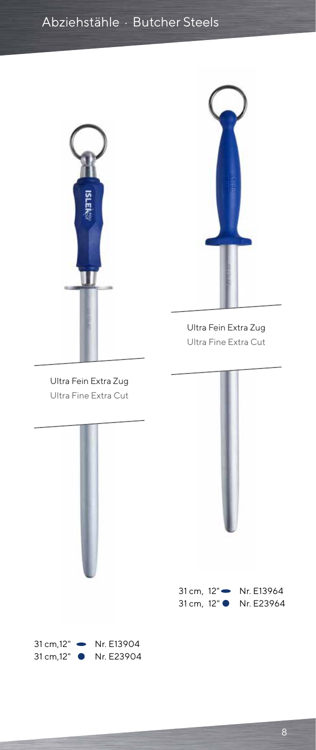# Abziehstähle · Butcher Steels

Ultra Fein Extra Zug
Ultra Fine Extra Cut

31 cm,12" ⬬ Nr. E13904
31 cm,12" ● Nr. E23904

Ultra Fein Extra Zug
Ultra Fine Extra Cut

31 cm, 12" ⬬ Nr. E13964
31 cm, 12" ● Nr. E23964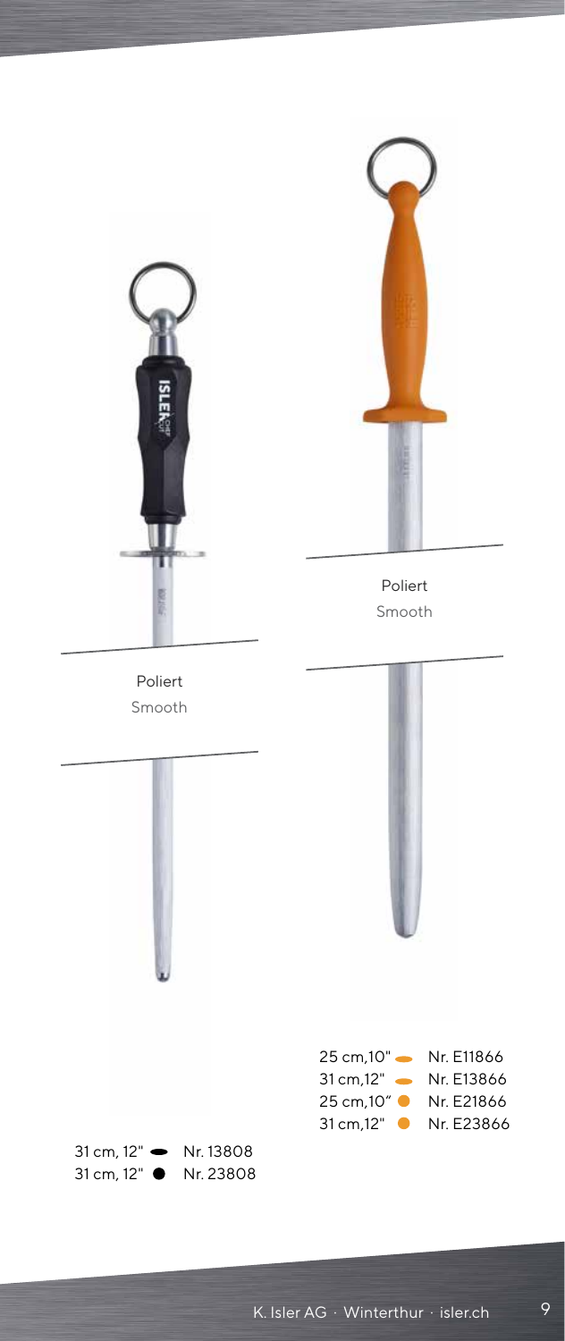Poliert
Smooth

31 cm, 12" ⬬ Nr. 13808
31 cm, 12" ● Nr. 23808

Poliert
Smooth

25 cm,10" ⬬ Nr. E11866
31 cm,12" ⬬ Nr. E13866
25 cm,10" ● Nr. E21866
31 cm,12" ● Nr. E23866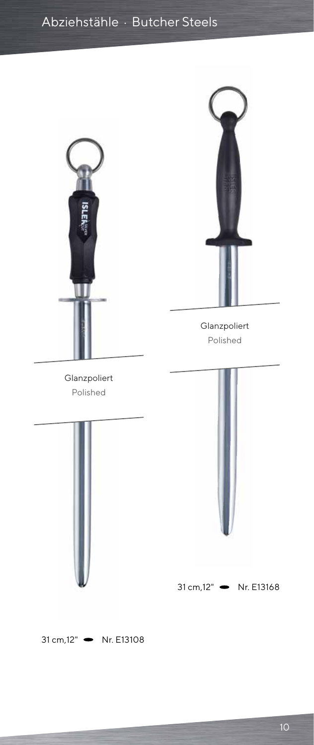# Abziehstähle · Butcher Steels

Glanzpoliert
Polished

31 cm,12" ⬬ Nr. E13108

Glanzpoliert
Polished

31 cm,12" ⬬ Nr. E13168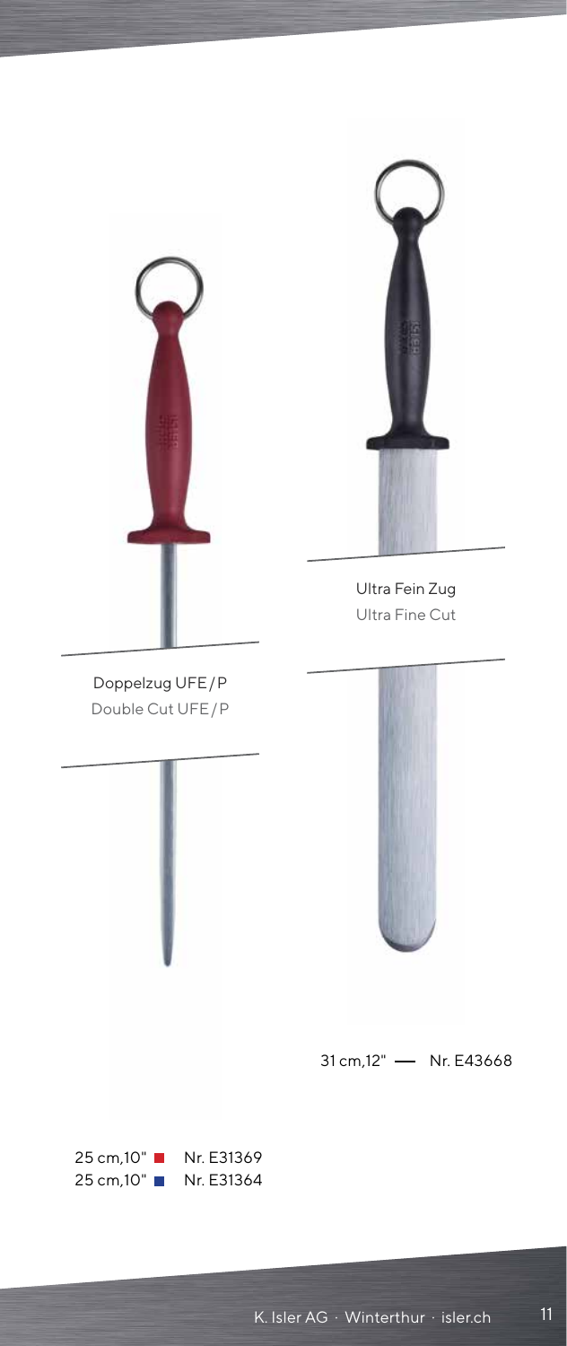Doppelzug UFE/P

Double Cut UFE/P

25 cm,10" ■ Nr. E31369

25 cm,10" ■ Nr. E31364

Ultra Fein Zug

Ultra Fine Cut

31 cm,12" — Nr. E43668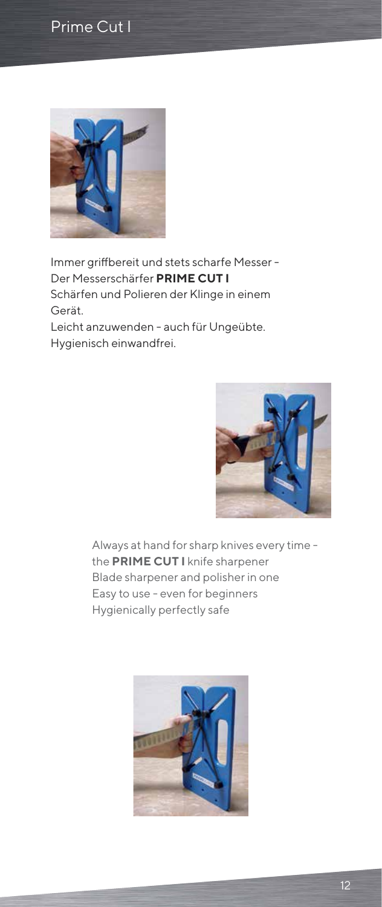# Prime Cut I

Immer griffbereit und stets scharfe Messer -
Der Messerschärfer **PRIME CUT I**
Schärfen und Polieren der Klinge in einem Gerät.
Leicht anzuwenden - auch für Ungeübte.
Hygienisch einwandfrei.

Always at hand for sharp knives every time -
the **PRIME CUT I** knife sharpener
Blade sharpener and polisher in one
Easy to use - even for beginners
Hygienically perfectly safe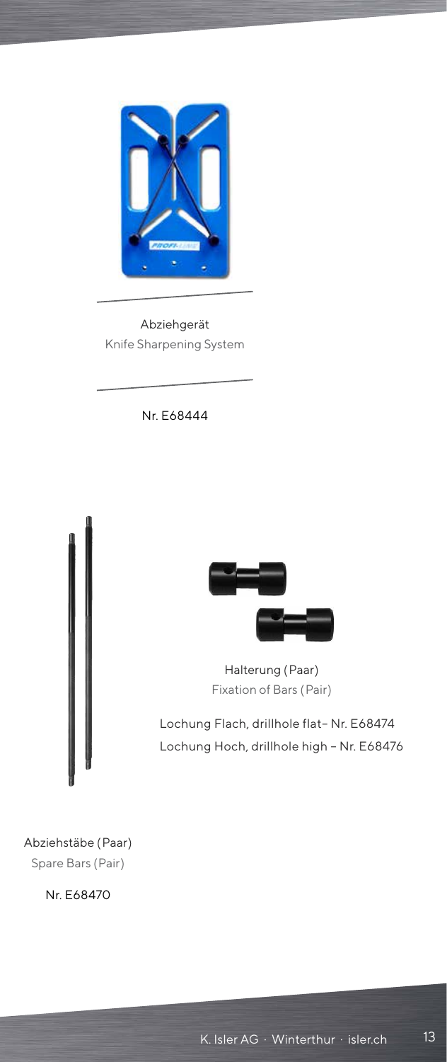Abziehgerät
Knife Sharpening System

Nr. E68444

Halterung (Paar)
Fixation of Bars (Pair)

Lochung Flach, drillhole flat– Nr. E68474
Lochung Hoch, drillhole high – Nr. E68476

Abziehstäbe (Paar)
Spare Bars (Pair)

Nr. E68470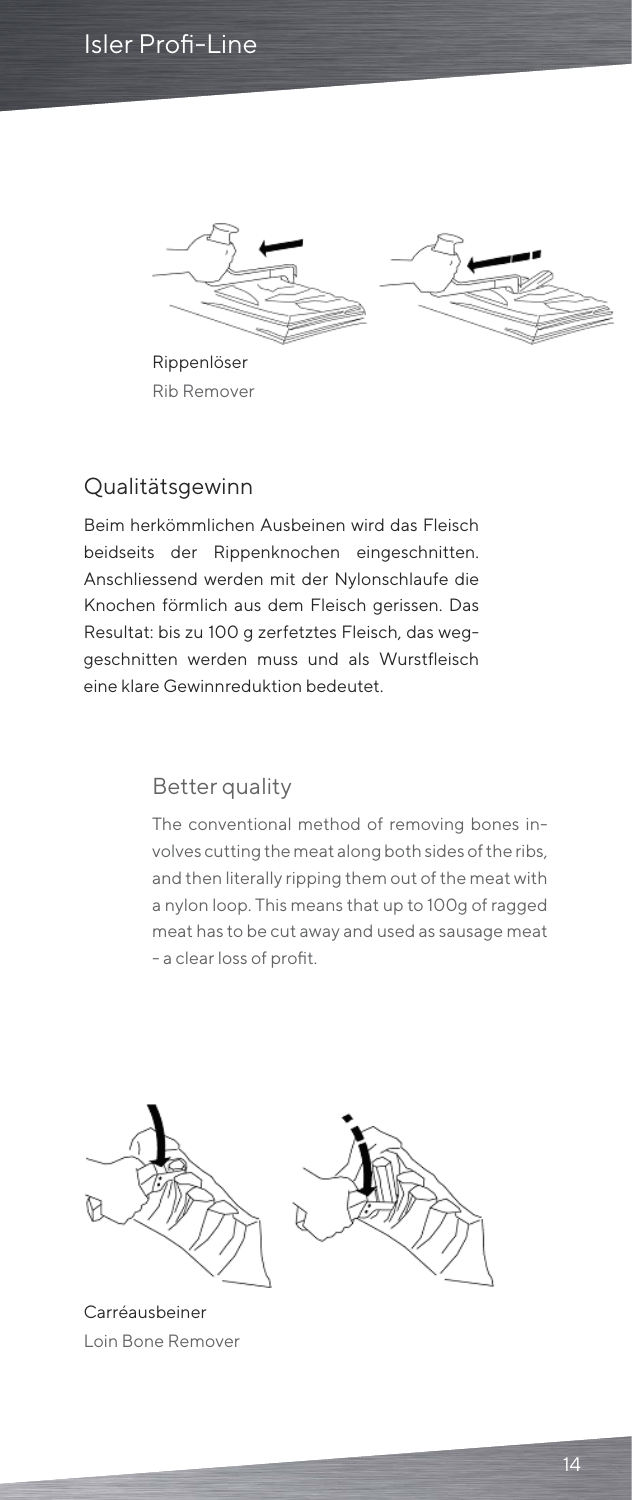Rippenlöser

Rib Remover

## Qualitätsgewinn

Beim herkömmlichen Ausbeinen wird das Fleisch beidseits der Rippenknochen eingeschnitten. Anschliessend werden mit der Nylonschlaufe die Knochen förmlich aus dem Fleisch gerissen. Das Resultat: bis zu 100 g zerfetztes Fleisch, das weggeschnitten werden muss und als Wurstfleisch eine klare Gewinnreduktion bedeutet.

## Better quality

The conventional method of removing bones involves cutting the meat along both sides of the ribs, and then literally ripping them out of the meat with a nylon loop. This means that up to 100g of ragged meat has to be cut away and used as sausage meat - a clear loss of profit.

Carréausbeiner

Loin Bone Remover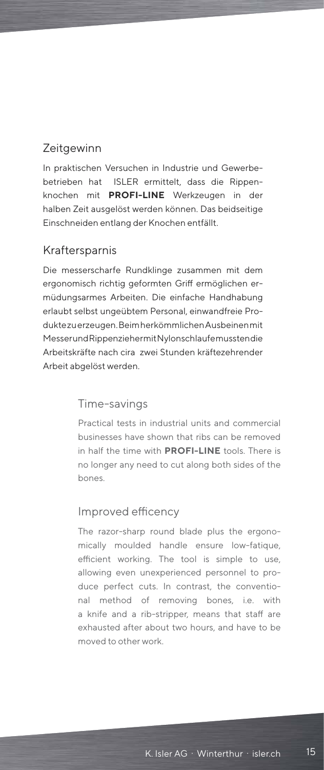## Zeitgewinn

In praktischen Versuchen in Industrie und Gewerbebetrieben hat ISLER ermittelt, dass die Rippenknochen mit **PROFI-LINE** Werkzeugen in der halben Zeit ausgelöst werden können. Das beidseitige Einschneiden entlang der Knochen entfällt.

## Kraftersparnis

Die messerscharfe Rundklinge zusammen mit dem ergonomisch richtig geformten Griff ermöglichen ermüdungsarmes Arbeiten. Die einfache Handhabung erlaubt selbst ungeübtem Personal, einwandfreie Produkte zu erzeugen. Beim herkömmlichen Ausbeinen mit Messer und Rippenzieher mit Nylonschlaufe mussten die Arbeitskräfte nach cira zwei Stunden kräftezehrender Arbeit abgelöst werden.

## Time-savings

Practical tests in industrial units and commercial businesses have shown that ribs can be removed in half the time with **PROFI-LINE** tools. There is no longer any need to cut along both sides of the bones.

## Improved efficency

The razor-sharp round blade plus the ergonomically moulded handle ensure low-fatique, efficient working. The tool is simple to use, allowing even unexperienced personnel to produce perfect cuts. In contrast, the conventional method of removing bones, i.e. with a knife and a rib-stripper, means that staff are exhausted after about two hours, and have to be moved to other work.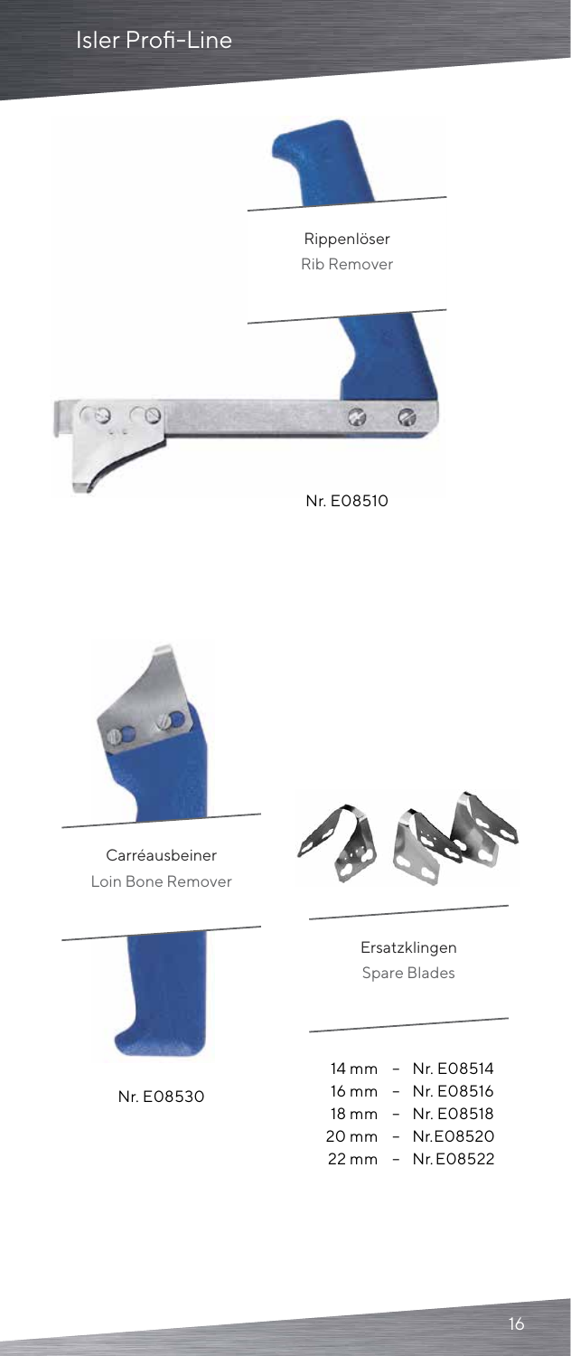Rippenlöser

Rib Remover

Nr. E08510

Carréausbeiner

Loin Bone Remover

Nr. E08530

Ersatzklingen

Spare Blades

14 mm – Nr. E08514
16 mm – Nr. E08516
18 mm – Nr. E08518
20 mm – Nr.E08520
22 mm – Nr. E08522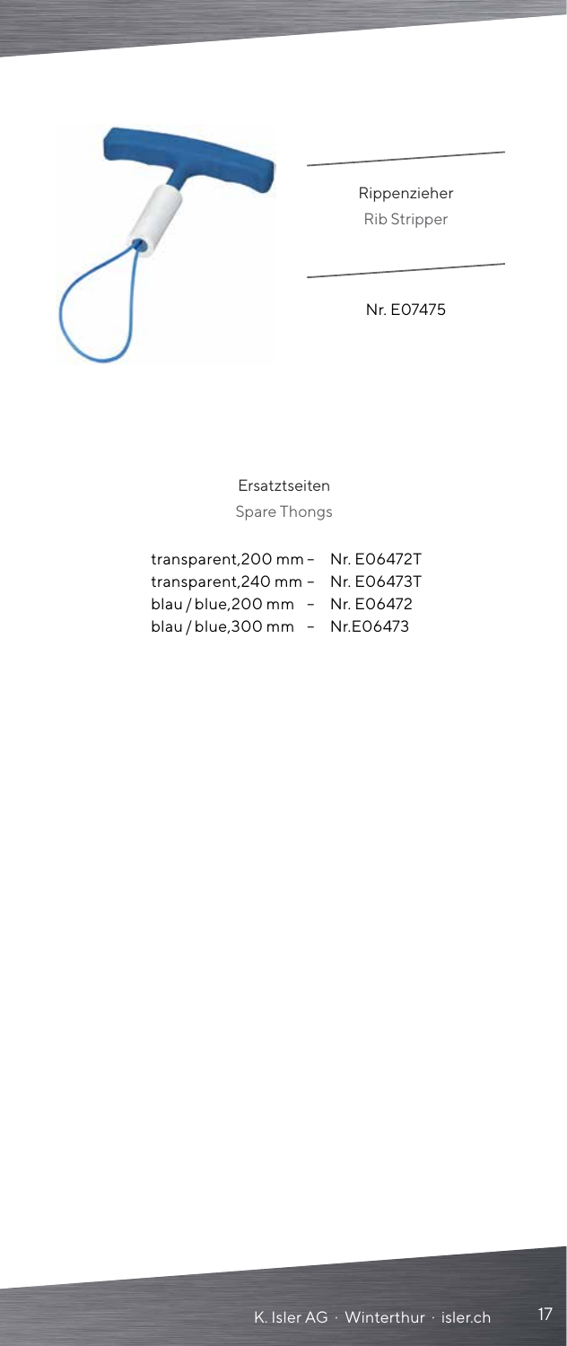Rippenzieher

Rib Stripper

Nr. E07475

Ersatztseiten

Spare Thongs

transparent,200 mm – Nr. E06472T
transparent,240 mm – Nr. E06473T
blau / blue,200 mm – Nr. E06472
blau / blue,300 mm – Nr.E06473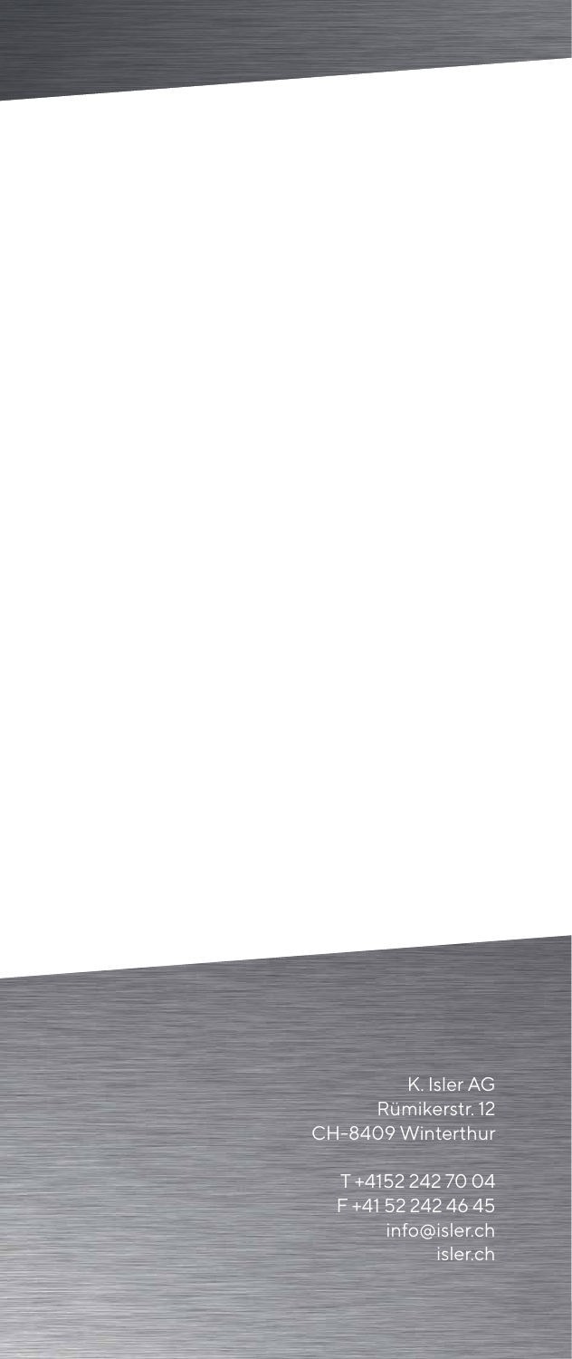K. Isler AG
Rümikerstr. 12
CH-8409 Winterthur

T +4152 242 70 04
F +41 52 242 46 45
info@isler.ch
isler.ch